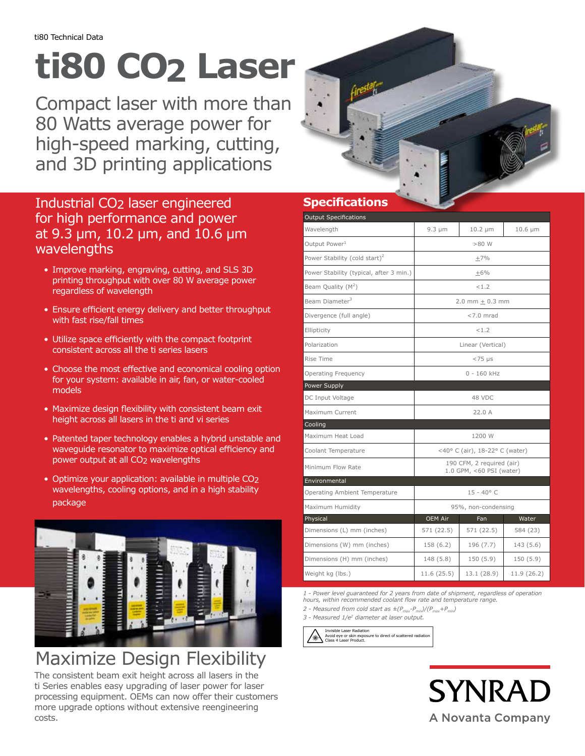ti80 Technical Data

# ti80 $CO_2$ Laser

## Compact laser with more than 80 Watts average power for high-speed marking, cutting, and 3D printing applications

## Industrial $CO_2$ laser engineered for high performance and power at 9.3 µm, 10.2 µm, and 10.6 µm wavelengths

- Improve marking, engraving, cutting, and SLS 3D printing throughput with over 80 W average power regardless of wavelength
- Ensure efficient energy delivery and better throughput with fast rise/fall times
- Utilize space efficiently with the compact footprint consistent across all the ti series lasers
- Choose the most effective and economical cooling option for your system: available in air, fan, or water-cooled models
- Maximize design flexibility with consistent beam exit height across all lasers in the ti and vi series
- Patented taper technology enables a hybrid unstable and waveguide resonator to maximize optical efficiency and power output at all $CO_2$ wavelengths
- Optimize your application: available in multiple $CO_2$ wavelengths, cooling options, and in a high stability package

## Maximize Design Flexibility

The consistent beam exit height across all lasers in the ti Series enables easy upgrading of laser power for laser processing equipment. OEMs can now offer their customers more upgrade options without extensive reengineering costs.

## Specifications

| Output Specifications | | | |
|---|---|---|---|
| Wavelength | 9.3 µm | 10.2 µm | 10.6 µm |
| Output Power[1] | >80 W | | |
| Power Stability (cold start)[2] | ±7% | | |
| Power Stability (typical, after 3 min.) | ±6% | | |
| Beam Quality ($M^2$) | <1.2 | | |
| Beam Diameter[3] | 2.0 mm ± 0.3 mm | | |
| Divergence (full angle) | <7.0 mrad | | |
| Ellipticity | <1.2 | | |
| Polarization | Linear (Vertical) | | |
| Rise Time | <75 µs | | |
| Operating Frequency | 0 - 160 kHz | | |
| **Power Supply** | | | |
| DC Input Voltage | 48 VDC | | |
| Maximum Current | 22.0 A | | |
| **Cooling** | | | |
| Maximum Heat Load | 1200 W | | |
| Coolant Temperature | <40° C (air), 18-22° C (water) | | |
| Minimum Flow Rate | 190 CFM, 2 required (air) 1.0 GPM, <60 PSI (water) | | |
| **Environmental** | | | |
| Operating Ambient Temperature | 15 - 40° C | | |
| Maximum Humidity | 95%, non-condensing | | |
| **Physical** | **OEM Air** | **Fan** | **Water** |
| Dimensions (L) mm (inches) | 571 (22.5) | 571 (22.5) | 584 (23) |
| Dimensions (W) mm (inches) | 158 (6.2) | 196 (7.7) | 143 (5.6) |
| Dimensions (H) mm (inches) | 148 (5.8) | 150 (5.9) | 150 (5.9) |
| Weight kg (lbs.) | 11.6 (25.5) | 13.1 (28.9) | 11.9 (26.2) |

*1 - Power level guaranteed for 2 years from date of shipment, regardless of operation hours, within recommended coolant flow rate and temperature range.*

*2 - Measured from cold start as $\pm(P_{max}-P_{min})/(P_{max}+P_{min})$*

*3 - Measured $1/e^2$ diameter at laser output.*

Invisible Laser Radiation
Avoid eye or skin exposure to direct of scattered radiation
Class 4 Laser Product.

SYNRAD
A Novanta Company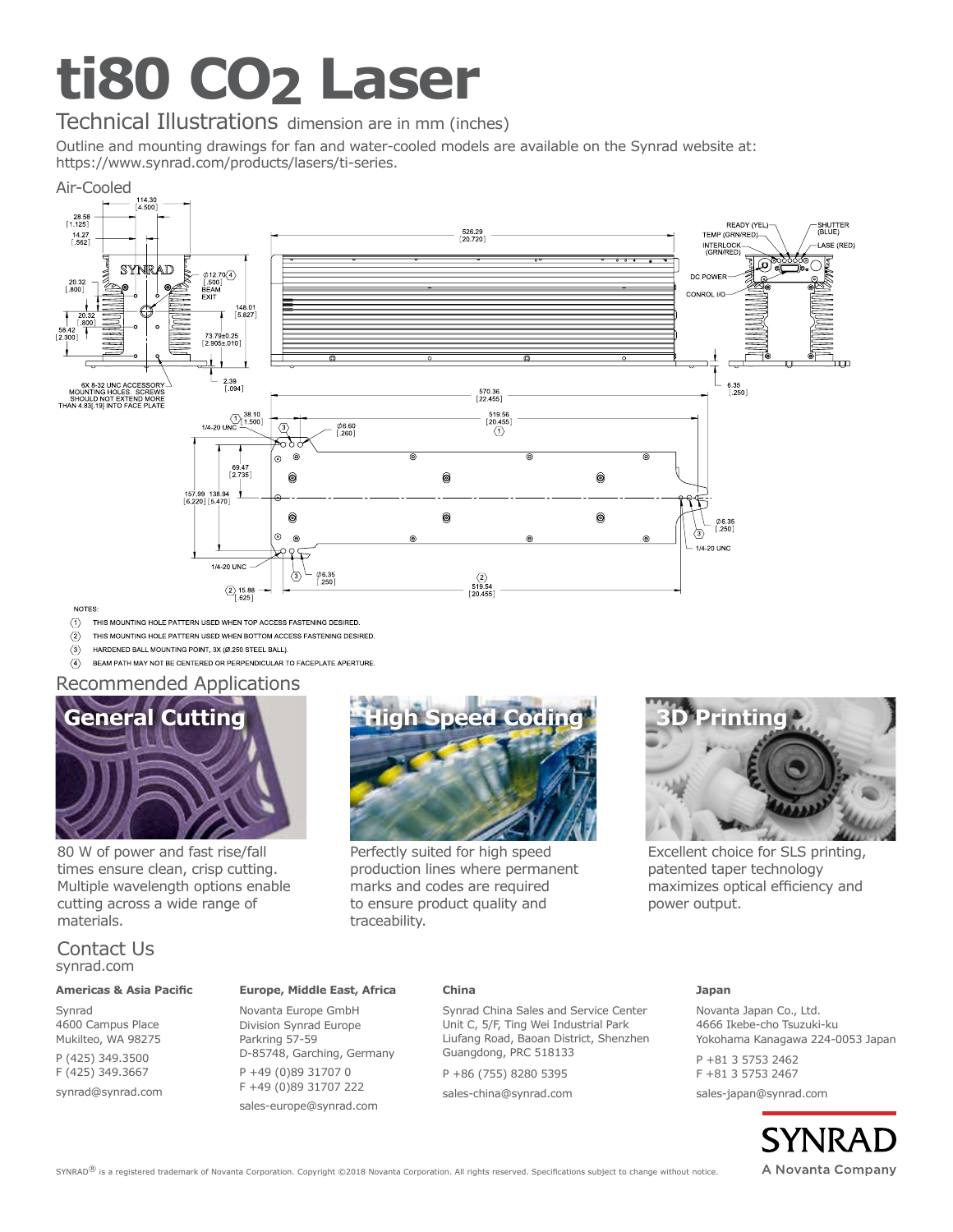# ti80 $CO_2$ Laser

## Technical Illustrations dimension are in mm (inches)

Outline and mounting drawings for fan and water-cooled models are available on the Synrad website at: https://www.synrad.com/products/lasers/ti-series.

Air-Cooled

114.30 [4.500]
28.58 [1.125]
14.27 [.562]
20.32 [.800]
20.32 [.800]
58.42 [2.300]
Ø12.70 [.500] (4) BEAM EXIT
148.01 [5.827]
73.79±0.25 [2.905±.010]
2.39 [.094]
6X 8-32 UNC ACCESSORY MOUNTING HOLES. SCREWS SHOULD NOT EXTEND MORE THAN 4.83[.19] INTO FACE PLATE
526.29 [20.720]
READY (YEL)
TEMP (GRN/RED)
INTERLOCK (GRN/RED)
SHUTTER (BLUE)
LASE (RED)
DC POWER
CONROL I/O
6.35 [.250]
570.36 [22.455]
519.56 [20.455] (1)
(1) 38.10 [1.500]
1/4-20 UNC
(3)
Ø6.60 [.260]
69.47 [2.735]
157.99 [6.220]
138.94 [5.470]
Ø6.35 [.250]
(3)
1/4-20 UNC
1/4-20 UNC
(3)
Ø6.35 [.250]
(2) 15.88 [.625]
(2) 519.54 [20.455]

NOTES:

1. THIS MOUNTING HOLE PATTERN USED WHEN TOP ACCESS FASTENING DESIRED.
2. THIS MOUNTING HOLE PATTERN USED WHEN BOTTOM ACCESS FASTENING DESIRED.
3. HARDENED BALL MOUNTING POINT, 3X (Ø.250 STEEL BALL).
4. BEAM PATH MAY NOT BE CENTERED OR PERPENDICULAR TO FACEPLATE APERTURE.

## Recommended Applications

### General Cutting

80 W of power and fast rise/fall times ensure clean, crisp cutting. Multiple wavelength options enable cutting across a wide range of materials.

### High Speed Coding

Perfectly suited for high speed production lines where permanent marks and codes are required to ensure product quality and traceability.

### 3D Printing

Excellent choice for SLS printing, patented taper technology maximizes optical efficiency and power output.

## Contact Us

synrad.com

**Americas & Asia Pacific**

Synrad
4600 Campus Place
Mukilteo, WA 98275

P (425) 349.3500
F (425) 349.3667

synrad@synrad.com

**Europe, Middle East, Africa**

Novanta Europe GmbH
Division Synrad Europe
Parkring 57-59
D-85748, Garching, Germany

P +49 (0)89 31707 0
F +49 (0)89 31707 222

sales-europe@synrad.com

**China**

Synrad China Sales and Service Center
Unit C, 5/F, Ting Wei Industrial Park
Liufang Road, Baoan District, Shenzhen
Guangdong, PRC 518133

P +86 (755) 8280 5395

sales-china@synrad.com

**Japan**

Novanta Japan Co., Ltd.
4666 Ikebe-cho Tsuzuki-ku
Yokohama Kanagawa 224-0053 Japan

P +81 3 5753 2462
F +81 3 5753 2467

sales-japan@synrad.com

SYNRAD
A Novanta Company

SYNRAD® is a registered trademark of Novanta Corporation. Copyright ©2018 Novanta Corporation. All rights reserved. Specifications subject to change without notice.